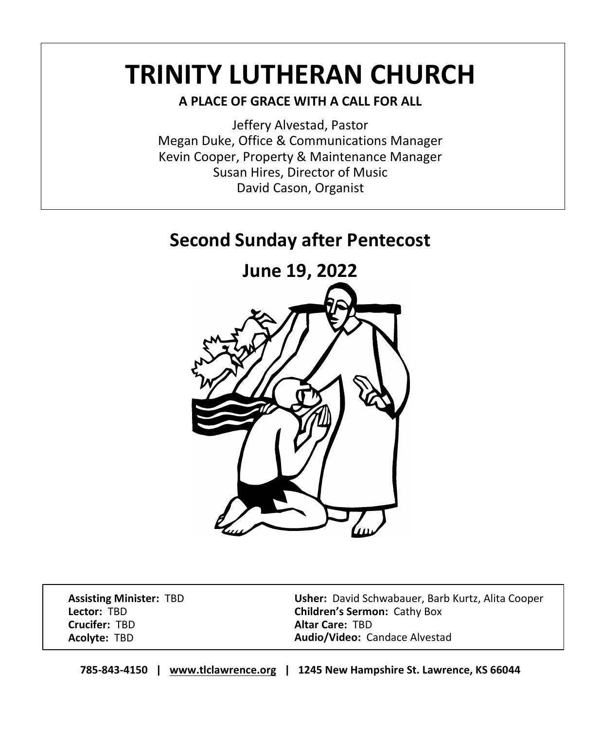# TRINITY LUTHERAN CHURCH

**A PLACE OF GRACE WITH A CALL FOR ALL**

Jeffery Alvestad, Pastor
Megan Duke, Office & Communications Manager
Kevin Cooper, Property & Maintenance Manager
Susan Hires, Director of Music
David Cason, Organist

## Second Sunday after Pentecost

## June 19, 2022

**Assisting Minister:** TBD
**Lector:** TBD
**Crucifer:** TBD
**Acolyte:** TBD

**Usher:** David Schwabauer, Barb Kurtz, Alita Cooper
**Children's Sermon:** Cathy Box
**Altar Care:** TBD
**Audio/Video:** Candace Alvestad

**785-843-4150 | www.tlclawrence.org | 1245 New Hampshire St. Lawrence, KS 66044**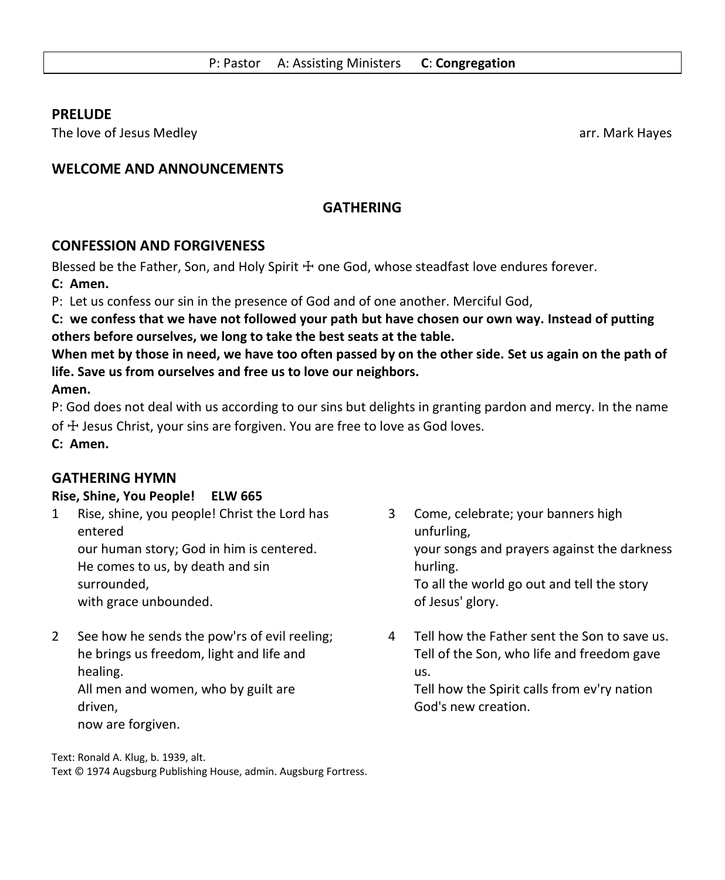P: Pastor A: Assisting Ministers **C**: **Congregation**

## PRELUDE

The love of Jesus Medley arr. Mark Hayes

## WELCOME AND ANNOUNCEMENTS

# GATHERING

## CONFESSION AND FORGIVENESS

Blessed be the Father, Son, and Holy Spirit ☩ one God, whose steadfast love endures forever.

**C: Amen.**

P: Let us confess our sin in the presence of God and of one another. Merciful God,

**C: we confess that we have not followed your path but have chosen our own way. Instead of putting others before ourselves, we long to take the best seats at the table.**

**When met by those in need, we have too often passed by on the other side. Set us again on the path of life. Save us from ourselves and free us to love our neighbors.**

**Amen.**

P: God does not deal with us according to our sins but delights in granting pardon and mercy. In the name of ☩ Jesus Christ, your sins are forgiven. You are free to love as God loves.

**C: Amen.**

## GATHERING HYMN

**Rise, Shine, You People! ELW 665**

1 Rise, shine, you people! Christ the Lord has entered
our human story; God in him is centered.
He comes to us, by death and sin surrounded,
with grace unbounded.

2 See how he sends the pow'rs of evil reeling;
he brings us freedom, light and life and healing.
All men and women, who by guilt are driven,
now are forgiven.

3 Come, celebrate; your banners high unfurling,
your songs and prayers against the darkness hurling.
To all the world go out and tell the story
of Jesus' glory.

4 Tell how the Father sent the Son to save us.
Tell of the Son, who life and freedom gave us.
Tell how the Spirit calls from ev'ry nation
God's new creation.

Text: Ronald A. Klug, b. 1939, alt.
Text © 1974 Augsburg Publishing House, admin. Augsburg Fortress.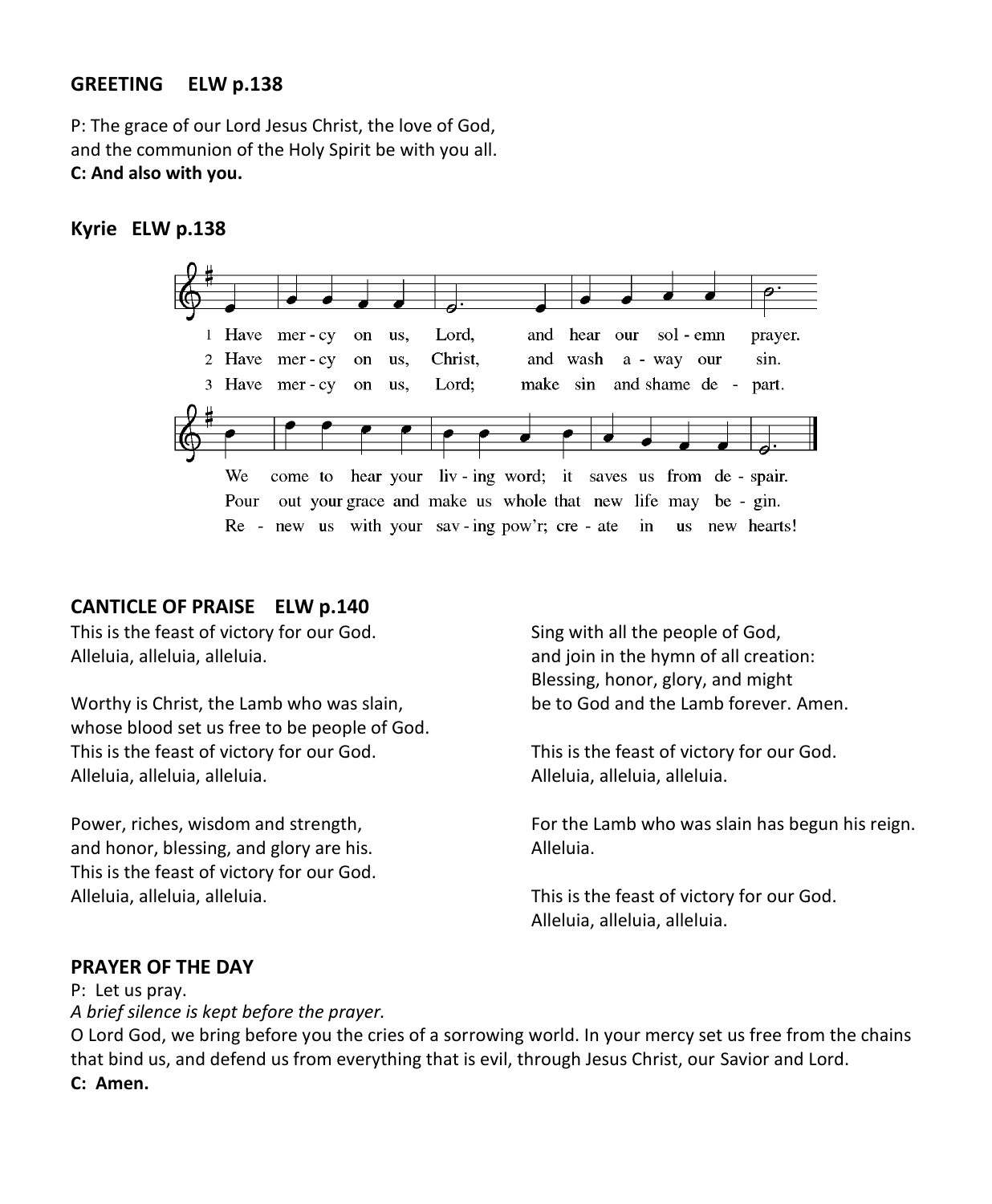**GREETING ELW p.138**

P: The grace of our Lord Jesus Christ, the love of God,
and the communion of the Holy Spirit be with you all.
**C: And also with you.**

**Kyrie ELW p.138**

1 Have mer - cy on us, Lord, and hear our sol - emn prayer.
We come to hear your liv - ing word; it saves us from de - spair.

2 Have mer - cy on us, Christ, and wash a - way our sin.
Pour out your grace and make us whole that new life may be - gin.

3 Have mer - cy on us, Lord; make sin and shame de - part.
Re - new us with your sav - ing pow'r; cre - ate in us new hearts!

**CANTICLE OF PRAISE ELW p.140**

This is the feast of victory for our God.
Alleluia, alleluia, alleluia.

Worthy is Christ, the Lamb who was slain,
whose blood set us free to be people of God.
This is the feast of victory for our God.
Alleluia, alleluia, alleluia.

Power, riches, wisdom and strength,
and honor, blessing, and glory are his.
This is the feast of victory for our God.
Alleluia, alleluia, alleluia.

Sing with all the people of God,
and join in the hymn of all creation:
Blessing, honor, glory, and might
be to God and the Lamb forever. Amen.

This is the feast of victory for our God.
Alleluia, alleluia, alleluia.

For the Lamb who was slain has begun his reign.
Alleluia.

This is the feast of victory for our God.
Alleluia, alleluia, alleluia.

**PRAYER OF THE DAY**

P: Let us pray.
*A brief silence is kept before the prayer.*
O Lord God, we bring before you the cries of a sorrowing world. In your mercy set us free from the chains that bind us, and defend us from everything that is evil, through Jesus Christ, our Savior and Lord.
**C: Amen.**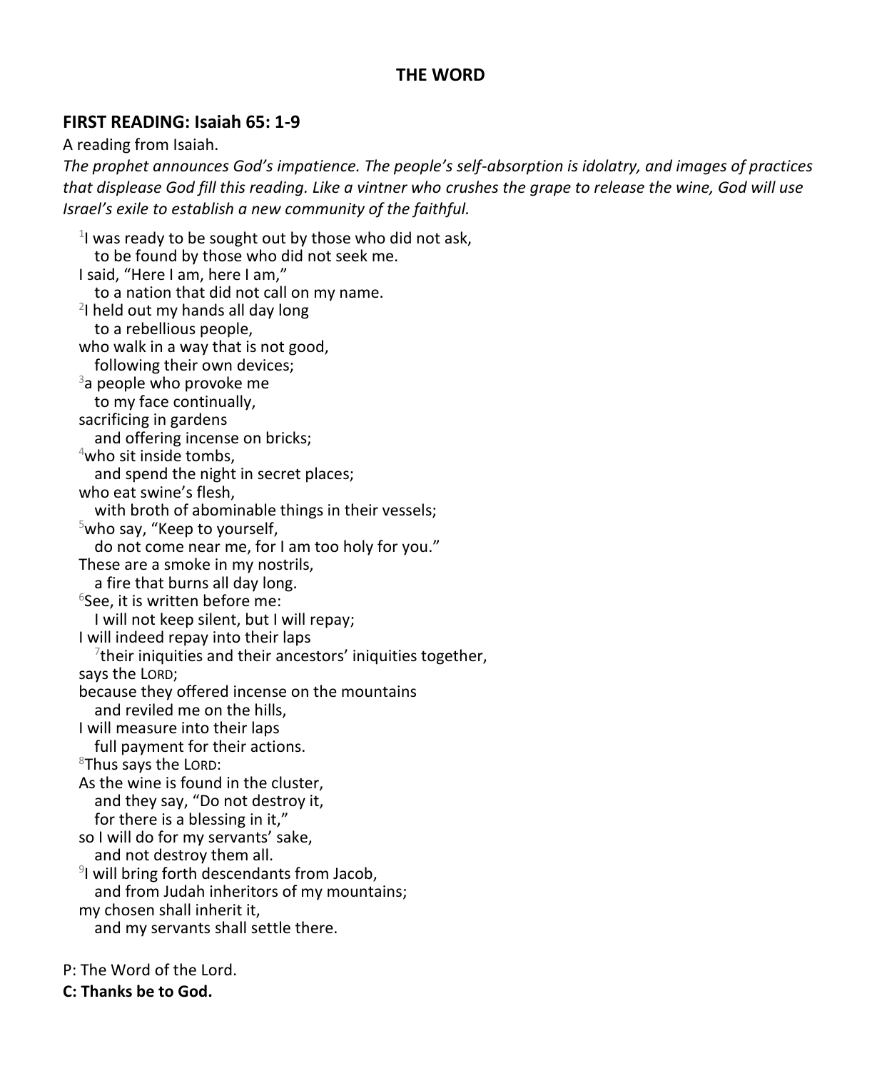## THE WORD

### FIRST READING: Isaiah 65: 1-9

A reading from Isaiah.

*The prophet announces God's impatience. The people's self-absorption is idolatry, and images of practices that displease God fill this reading. Like a vintner who crushes the grape to release the wine, God will use Israel's exile to establish a new community of the faithful.*

[1]I was ready to be sought out by those who did not ask,
  to be found by those who did not seek me.
I said, "Here I am, here I am,"
  to a nation that did not call on my name.
[2]I held out my hands all day long
  to a rebellious people,
who walk in a way that is not good,
  following their own devices;
[3]a people who provoke me
  to my face continually,
sacrificing in gardens
  and offering incense on bricks;
[4]who sit inside tombs,
  and spend the night in secret places;
who eat swine's flesh,
  with broth of abominable things in their vessels;
[5]who say, "Keep to yourself,
  do not come near me, for I am too holy for you."
These are a smoke in my nostrils,
  a fire that burns all day long.
[6]See, it is written before me:
  I will not keep silent, but I will repay;
I will indeed repay into their laps
  [7]their iniquities and their ancestors' iniquities together,
says the LORD;
because they offered incense on the mountains
  and reviled me on the hills,
I will measure into their laps
  full payment for their actions.
[8]Thus says the LORD:
As the wine is found in the cluster,
  and they say, "Do not destroy it,
  for there is a blessing in it,"
so I will do for my servants' sake,
  and not destroy them all.
[9]I will bring forth descendants from Jacob,
  and from Judah inheritors of my mountains;
my chosen shall inherit it,
  and my servants shall settle there.

P: The Word of the Lord.

**C: Thanks be to God.**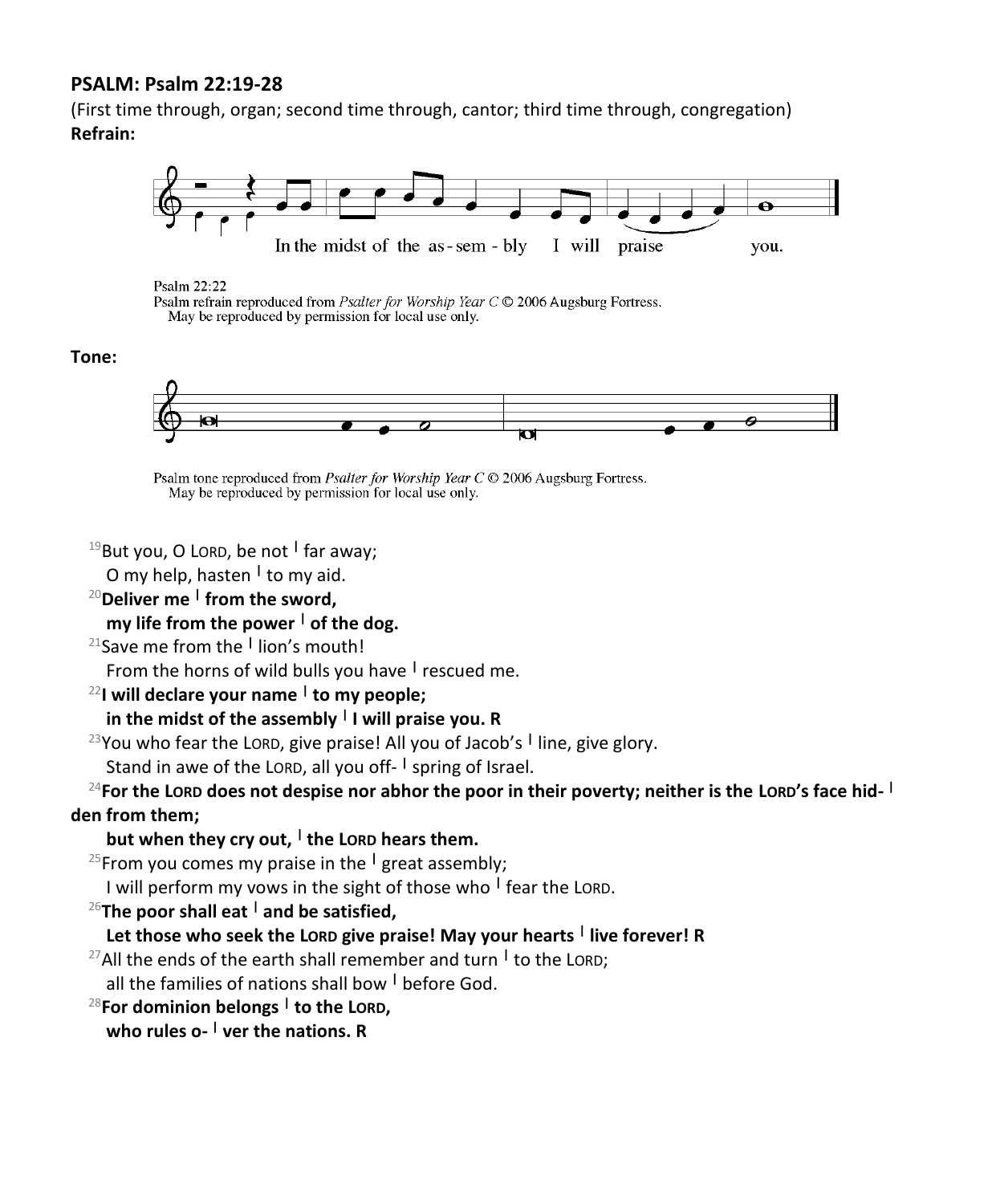**PSALM: Psalm 22:19-28**

(First time through, organ; second time through, cantor; third time through, congregation)

**Refrain:**

In the midst of the as-sem-bly I will praise you.

Psalm 22:22
Psalm refrain reproduced from *Psalter for Worship Year C* © 2006 Augsburg Fortress.
May be reproduced by permission for local use only.

**Tone:**

Psalm tone reproduced from *Psalter for Worship Year C* © 2006 Augsburg Fortress.
May be reproduced by permission for local use only.

19But you, O LORD, be not | far away;
O my help, hasten | to my aid.

**20Deliver me | from the sword,**
**my life from the power | of the dog.**

21Save me from the | lion's mouth!
From the horns of wild bulls you have | rescued me.

**22I will declare your name | to my people;**
**in the midst of the assembly | I will praise you. R**

23You who fear the LORD, give praise! All you of Jacob's | line, give glory.
Stand in awe of the LORD, all you off- | spring of Israel.

**24For the LORD does not despise nor abhor the poor in their poverty; neither is the LORD's face hid- | den from them;**
**but when they cry out, | the LORD hears them.**

25From you comes my praise in the | great assembly;
I will perform my vows in the sight of those who | fear the LORD.

**26The poor shall eat | and be satisfied,**
**Let those who seek the LORD give praise! May your hearts | live forever! R**

27All the ends of the earth shall remember and turn | to the LORD;
all the families of nations shall bow | before God.

**28For dominion belongs | to the LORD,**
**who rules o- | ver the nations. R**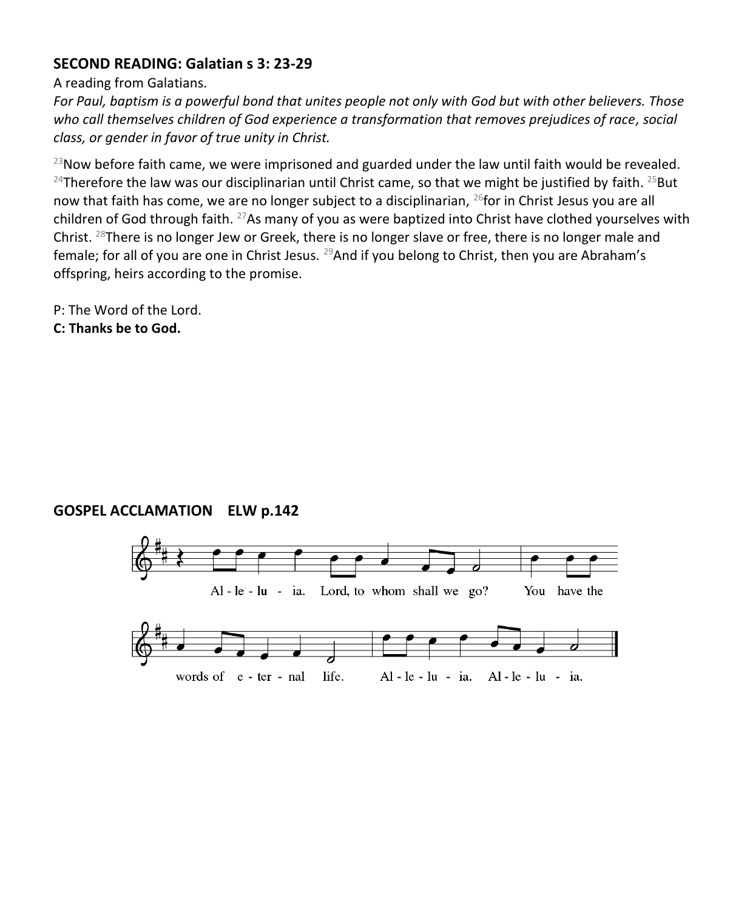## SECOND READING: Galatian s 3: 23-29

A reading from Galatians.

*For Paul, baptism is a powerful bond that unites people not only with God but with other believers. Those who call themselves children of God experience a transformation that removes prejudices of race, social class, or gender in favor of true unity in Christ.*

[23]Now before faith came, we were imprisoned and guarded under the law until faith would be revealed. [24]Therefore the law was our disciplinarian until Christ came, so that we might be justified by faith. [25]But now that faith has come, we are no longer subject to a disciplinarian, [26]for in Christ Jesus you are all children of God through faith. [27]As many of you as were baptized into Christ have clothed yourselves with Christ. [28]There is no longer Jew or Greek, there is no longer slave or free, there is no longer male and female; for all of you are one in Christ Jesus. [29]And if you belong to Christ, then you are Abraham's offspring, heirs according to the promise.

P: The Word of the Lord.
**C: Thanks be to God.**

## GOSPEL ACCLAMATION ELW p.142

Al - le - lu - ia. Lord, to whom shall we go? You have the words of e - ter - nal life. Al - le - lu - ia. Al - le - lu - ia.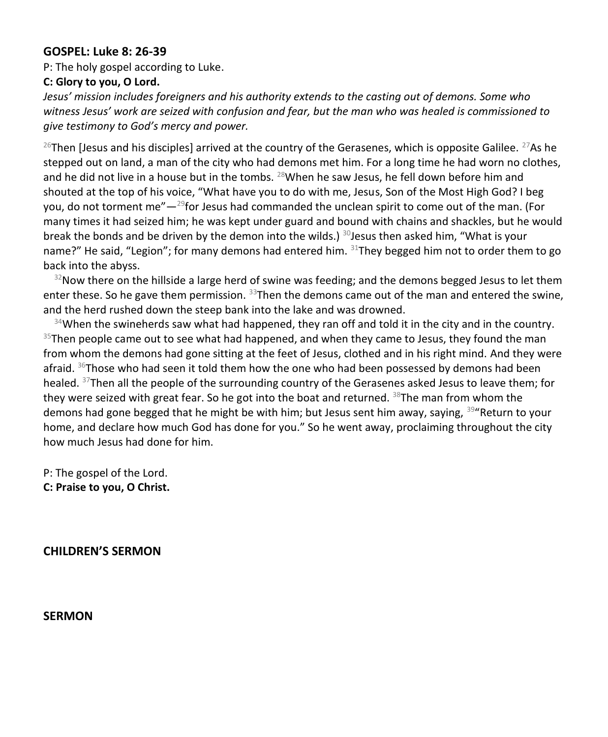**GOSPEL: Luke 8: 26-39**

P: The holy gospel according to Luke.

**C: Glory to you, O Lord.**

*Jesus' mission includes foreigners and his authority extends to the casting out of demons. Some who witness Jesus' work are seized with confusion and fear, but the man who was healed is commissioned to give testimony to God's mercy and power.*

[26]Then [Jesus and his disciples] arrived at the country of the Gerasenes, which is opposite Galilee. [27]As he stepped out on land, a man of the city who had demons met him. For a long time he had worn no clothes, and he did not live in a house but in the tombs. [28]When he saw Jesus, he fell down before him and shouted at the top of his voice, "What have you to do with me, Jesus, Son of the Most High God? I beg you, do not torment me"—[29]for Jesus had commanded the unclean spirit to come out of the man. (For many times it had seized him; he was kept under guard and bound with chains and shackles, but he would break the bonds and be driven by the demon into the wilds.) [30]Jesus then asked him, "What is your name?" He said, "Legion"; for many demons had entered him. [31]They begged him not to order them to go back into the abyss.

[32]Now there on the hillside a large herd of swine was feeding; and the demons begged Jesus to let them enter these. So he gave them permission. [33]Then the demons came out of the man and entered the swine, and the herd rushed down the steep bank into the lake and was drowned.

[34]When the swineherds saw what had happened, they ran off and told it in the city and in the country. [35]Then people came out to see what had happened, and when they came to Jesus, they found the man from whom the demons had gone sitting at the feet of Jesus, clothed and in his right mind. And they were afraid. [36]Those who had seen it told them how the one who had been possessed by demons had been healed. [37]Then all the people of the surrounding country of the Gerasenes asked Jesus to leave them; for they were seized with great fear. So he got into the boat and returned. [38]The man from whom the demons had gone begged that he might be with him; but Jesus sent him away, saying, [39]"Return to your home, and declare how much God has done for you." So he went away, proclaiming throughout the city how much Jesus had done for him.

P: The gospel of the Lord.

**C: Praise to you, O Christ.**

**CHILDREN'S SERMON**

**SERMON**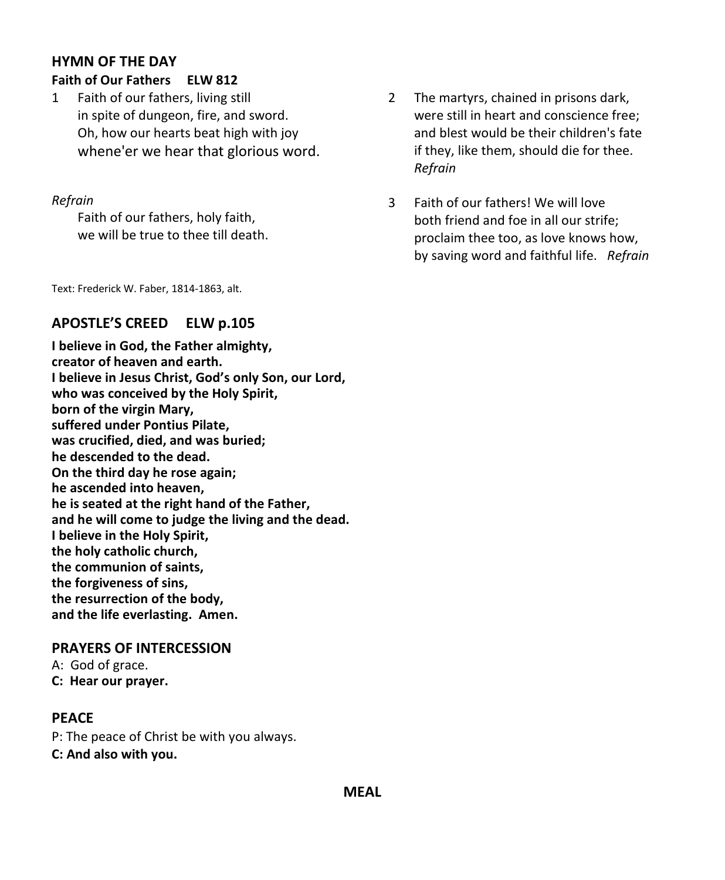## HYMN OF THE DAY

**Faith of Our Fathers ELW 812**

1 Faith of our fathers, living still
in spite of dungeon, fire, and sword.
Oh, how our hearts beat high with joy
whene'er we hear that glorious word.

*Refrain*
Faith of our fathers, holy faith,
we will be true to thee till death.

2 The martyrs, chained in prisons dark,
were still in heart and conscience free;
and blest would be their children's fate
if they, like them, should die for thee.
*Refrain*

3 Faith of our fathers! We will love
both friend and foe in all our strife;
proclaim thee too, as love knows how,
by saving word and faithful life. *Refrain*

Text: Frederick W. Faber, 1814-1863, alt.

## APOSTLE'S CREED ELW p.105

**I believe in God, the Father almighty,**
**creator of heaven and earth.**
**I believe in Jesus Christ, God's only Son, our Lord,**
**who was conceived by the Holy Spirit,**
**born of the virgin Mary,**
**suffered under Pontius Pilate,**
**was crucified, died, and was buried;**
**he descended to the dead.**
**On the third day he rose again;**
**he ascended into heaven,**
**he is seated at the right hand of the Father,**
**and he will come to judge the living and the dead.**
**I believe in the Holy Spirit,**
**the holy catholic church,**
**the communion of saints,**
**the forgiveness of sins,**
**the resurrection of the body,**
**and the life everlasting. Amen.**

## PRAYERS OF INTERCESSION

A: God of grace.
**C: Hear our prayer.**

## PEACE

P: The peace of Christ be with you always.
**C: And also with you.**

## MEAL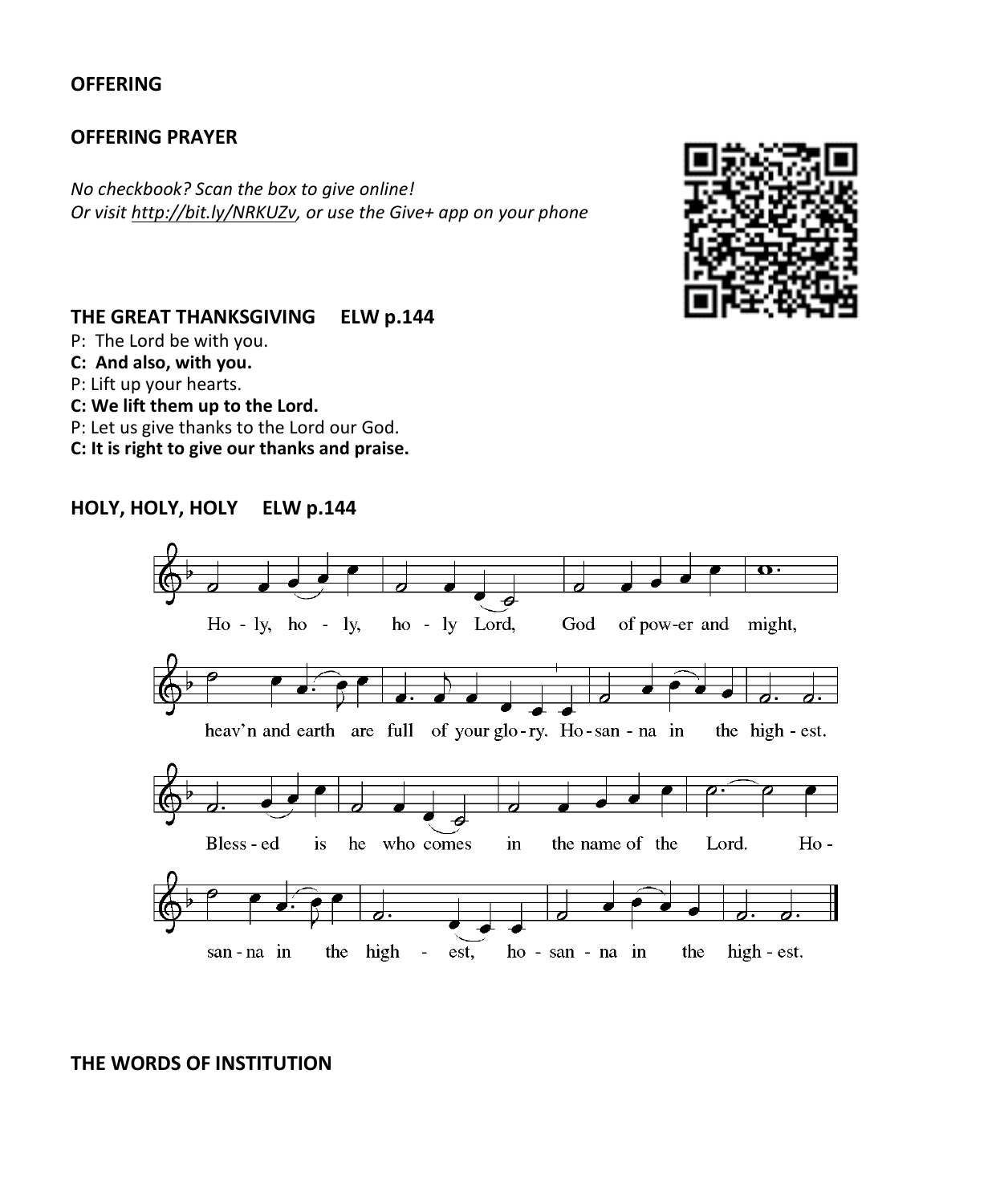**OFFERING**

**OFFERING PRAYER**

*No checkbook? Scan the box to give online!*
*Or visit http://bit.ly/NRKUZv, or use the Give+ app on your phone*

**THE GREAT THANKSGIVING ELW p.144**

P: The Lord be with you.
**C: And also, with you.**
P: Lift up your hearts.
**C: We lift them up to the Lord.**
P: Let us give thanks to the Lord our God.
**C: It is right to give our thanks and praise.**

**HOLY, HOLY, HOLY ELW p.144**

Ho - ly, ho - ly, ho - ly Lord, God of pow-er and might,
heav'n and earth are full of your glo - ry. Ho - san - na in the high - est.
Bless - ed is he who comes in the name of the Lord. Ho -
san - na in the high - est, ho - san - na in the high - est.

**THE WORDS OF INSTITUTION**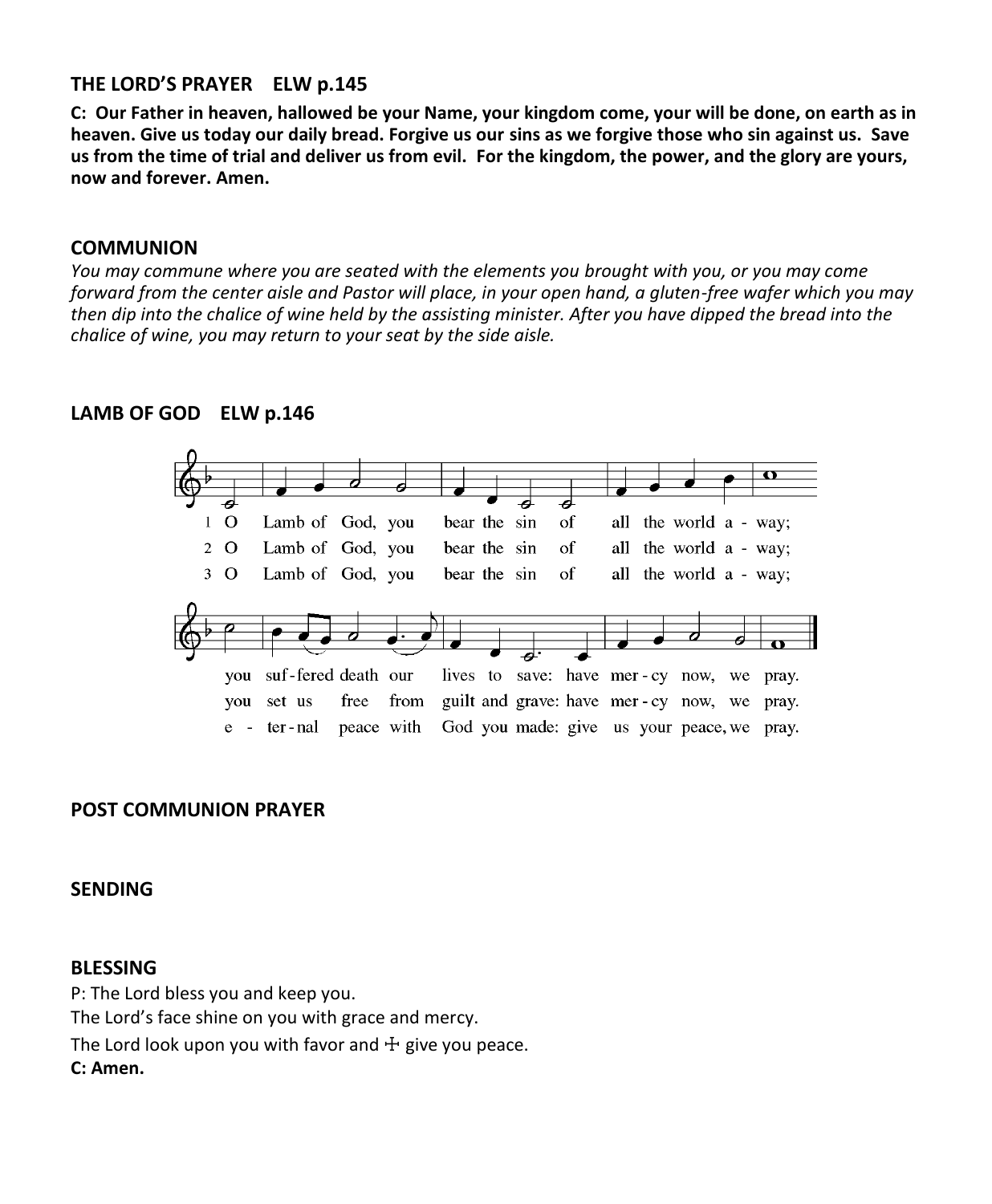## THE LORD'S PRAYER ELW p.145

**C: Our Father in heaven, hallowed be your Name, your kingdom come, your will be done, on earth as in heaven. Give us today our daily bread. Forgive us our sins as we forgive those who sin against us. Save us from the time of trial and deliver us from evil. For the kingdom, the power, and the glory are yours, now and forever. Amen.**

## COMMUNION

*You may commune where you are seated with the elements you brought with you, or you may come forward from the center aisle and Pastor will place, in your open hand, a gluten-free wafer which you may then dip into the chalice of wine held by the assisting minister. After you have dipped the bread into the chalice of wine, you may return to your seat by the side aisle.*

## LAMB OF GOD ELW p.146

1 O Lamb of God, you bear the sin of all the world a - way; you suf-fered death our lives to save: have mer - cy now, we pray.

2 O Lamb of God, you bear the sin of all the world a - way; you set us free from guilt and grave: have mer - cy now, we pray.

3 O Lamb of God, you bear the sin of all the world a - way; e - ter - nal peace with God you made: give us your peace, we pray.

## POST COMMUNION PRAYER

## SENDING

## BLESSING

P: The Lord bless you and keep you.
The Lord's face shine on you with grace and mercy.
The Lord look upon you with favor and ☩ give you peace.
**C: Amen.**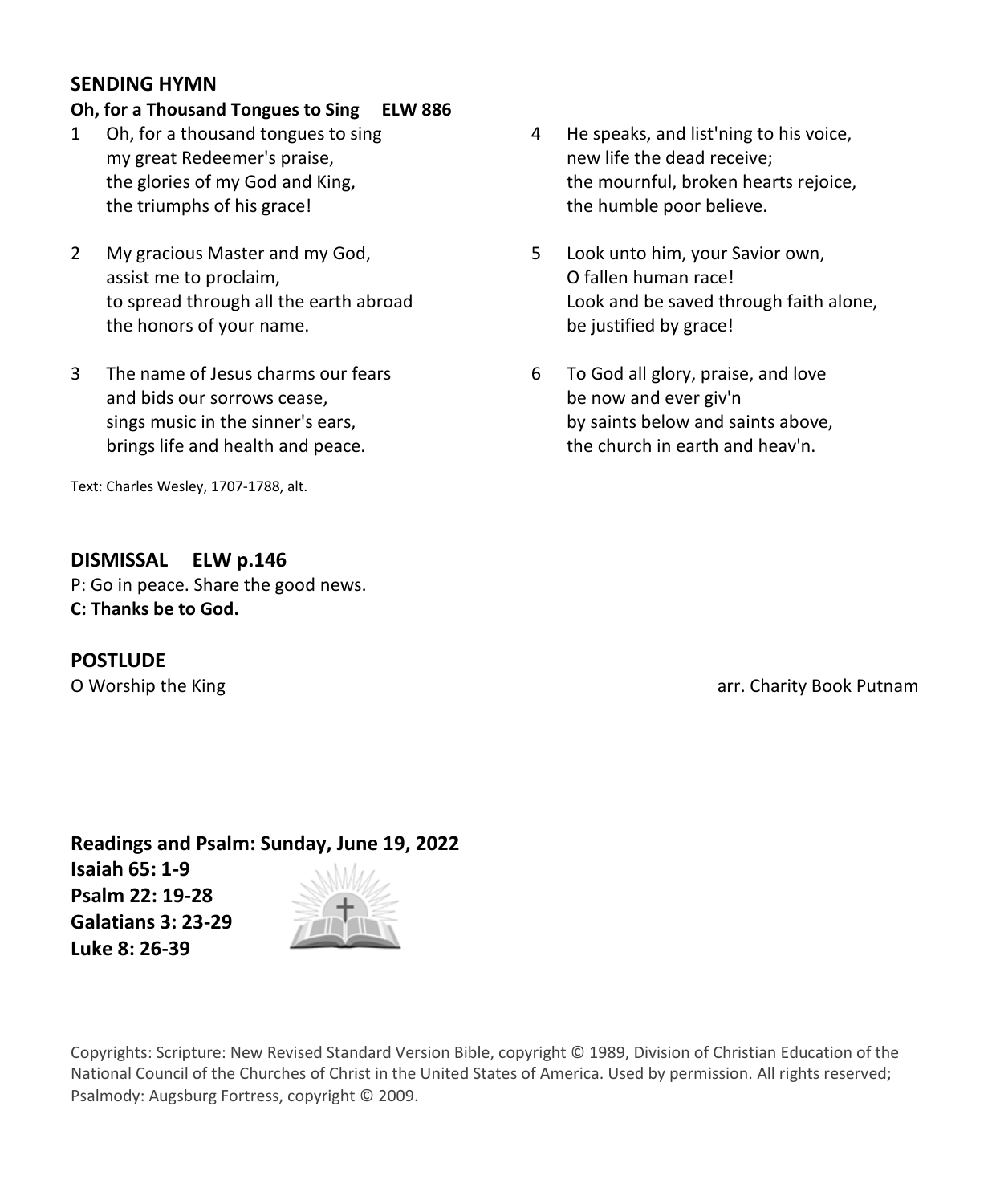## SENDING HYMN

**Oh, for a Thousand Tongues to Sing ELW 886**

1 Oh, for a thousand tongues to sing
my great Redeemer's praise,
the glories of my God and King,
the triumphs of his grace!

2 My gracious Master and my God,
assist me to proclaim,
to spread through all the earth abroad
the honors of your name.

3 The name of Jesus charms our fears
and bids our sorrows cease,
sings music in the sinner's ears,
brings life and health and peace.

4 He speaks, and list'ning to his voice,
new life the dead receive;
the mournful, broken hearts rejoice,
the humble poor believe.

5 Look unto him, your Savior own,
O fallen human race!
Look and be saved through faith alone,
be justified by grace!

6 To God all glory, praise, and love
be now and ever giv'n
by saints below and saints above,
the church in earth and heav'n.

Text: Charles Wesley, 1707-1788, alt.

## DISMISSAL ELW p.146

P: Go in peace. Share the good news.
**C: Thanks be to God.**

## POSTLUDE

O Worship the King arr. Charity Book Putnam

**Readings and Psalm: Sunday, June 19, 2022**
**Isaiah 65: 1-9**
**Psalm 22: 19-28**
**Galatians 3: 23-29**
**Luke 8: 26-39**

Copyrights: Scripture: New Revised Standard Version Bible, copyright © 1989, Division of Christian Education of the National Council of the Churches of Christ in the United States of America. Used by permission. All rights reserved; Psalmody: Augsburg Fortress, copyright © 2009.